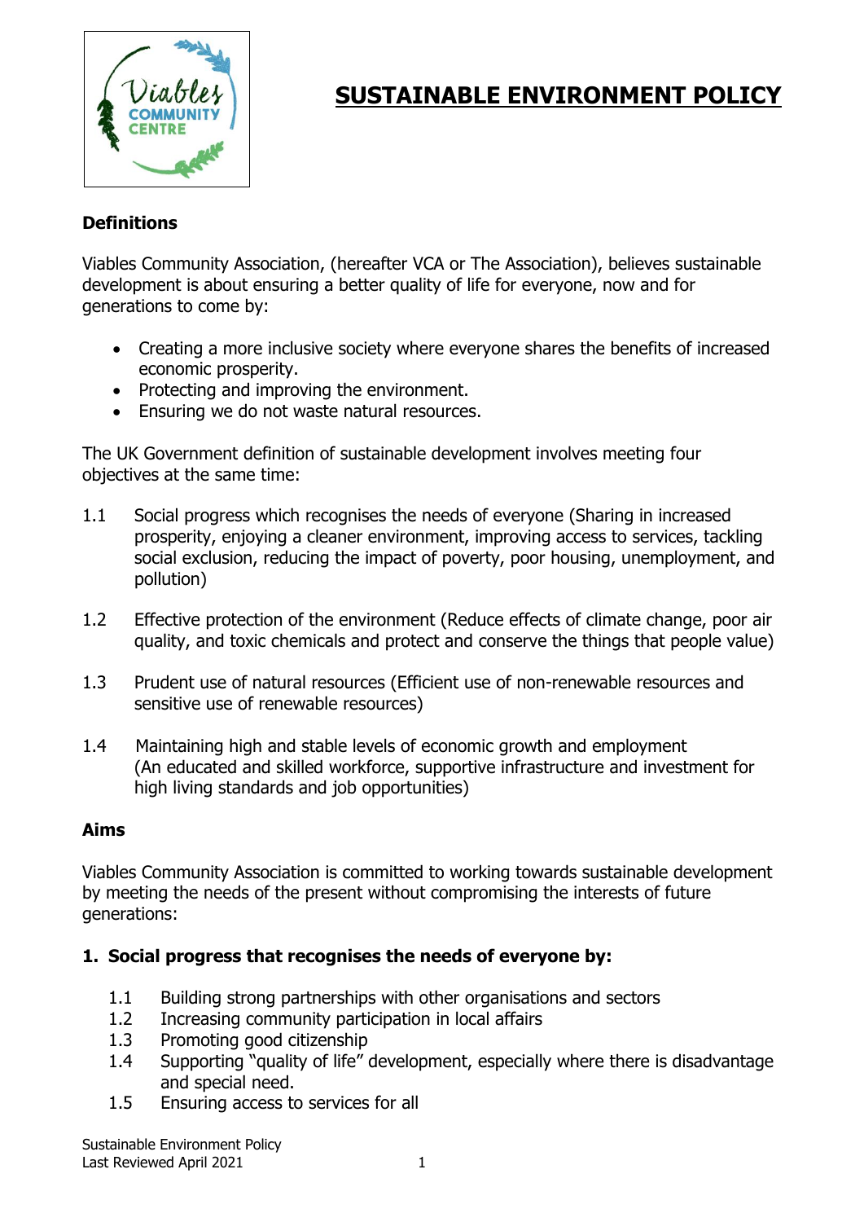# SUSTAINABLE ENVIRONMENT POLICY

**Definitions**

Viables Community Association, (hereafter VCA or The Association), believes sustainable development is about ensuring a better quality of life for everyone, now and for generations to come by:

- Creating a more inclusive society where everyone shares the benefits of increased economic prosperity.
- Protecting and improving the environment.
- Ensuring we do not waste natural resources.

The UK Government definition of sustainable development involves meeting four objectives at the same time:

1.1 Social progress which recognises the needs of everyone (Sharing in increased prosperity, enjoying a cleaner environment, improving access to services, tackling social exclusion, reducing the impact of poverty, poor housing, unemployment, and pollution)

1.2 Effective protection of the environment (Reduce effects of climate change, poor air quality, and toxic chemicals and protect and conserve the things that people value)

1.3 Prudent use of natural resources (Efficient use of non-renewable resources and sensitive use of renewable resources)

1.4 Maintaining high and stable levels of economic growth and employment (An educated and skilled workforce, supportive infrastructure and investment for high living standards and job opportunities)

**Aims**

Viables Community Association is committed to working towards sustainable development by meeting the needs of the present without compromising the interests of future generations:

**1. Social progress that recognises the needs of everyone by:**

1.1 Building strong partnerships with other organisations and sectors
1.2 Increasing community participation in local affairs
1.3 Promoting good citizenship
1.4 Supporting "quality of life" development, especially where there is disadvantage and special need.
1.5 Ensuring access to services for all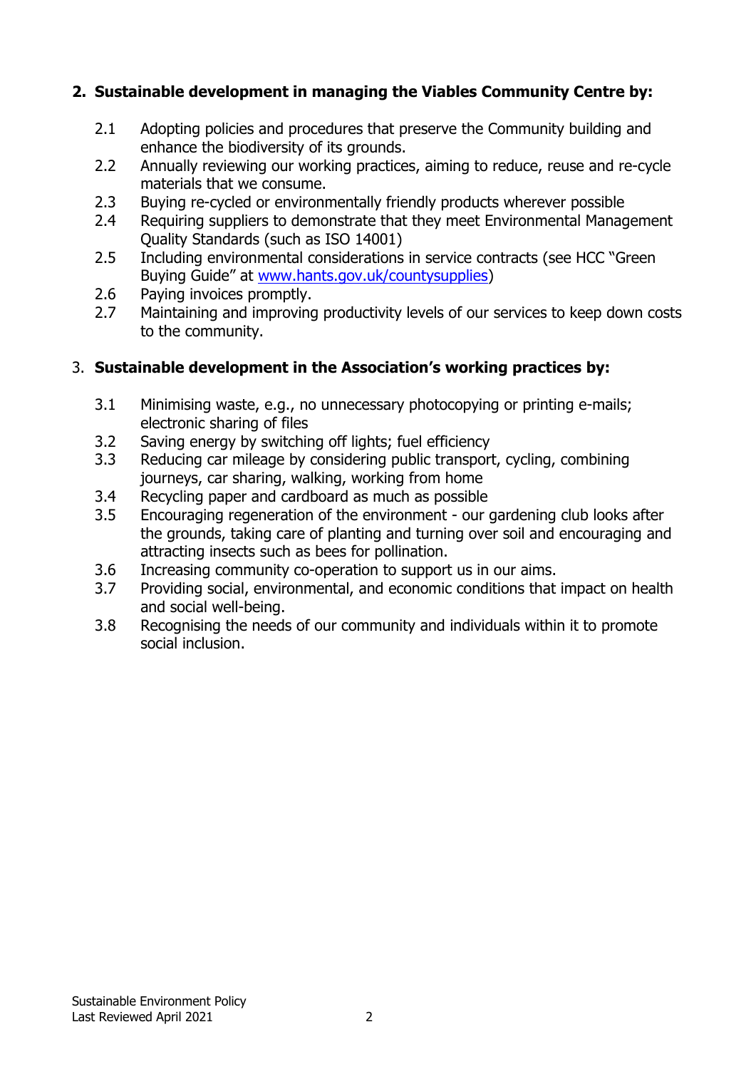## 2. Sustainable development in managing the Viables Community Centre by:

- 2.1 Adopting policies and procedures that preserve the Community building and enhance the biodiversity of its grounds.
- 2.2 Annually reviewing our working practices, aiming to reduce, reuse and re-cycle materials that we consume.
- 2.3 Buying re-cycled or environmentally friendly products wherever possible
- 2.4 Requiring suppliers to demonstrate that they meet Environmental Management Quality Standards (such as ISO 14001)
- 2.5 Including environmental considerations in service contracts (see HCC "Green Buying Guide" at [www.hants.gov.uk/countysupplies](http://www.hants.gov.uk/countysupplies))
- 2.6 Paying invoices promptly.
- 2.7 Maintaining and improving productivity levels of our services to keep down costs to the community.

## 3. Sustainable development in the Association's working practices by:

- 3.1 Minimising waste, e.g., no unnecessary photocopying or printing e-mails; electronic sharing of files
- 3.2 Saving energy by switching off lights; fuel efficiency
- 3.3 Reducing car mileage by considering public transport, cycling, combining journeys, car sharing, walking, working from home
- 3.4 Recycling paper and cardboard as much as possible
- 3.5 Encouraging regeneration of the environment - our gardening club looks after the grounds, taking care of planting and turning over soil and encouraging and attracting insects such as bees for pollination.
- 3.6 Increasing community co-operation to support us in our aims.
- 3.7 Providing social, environmental, and economic conditions that impact on health and social well-being.
- 3.8 Recognising the needs of our community and individuals within it to promote social inclusion.